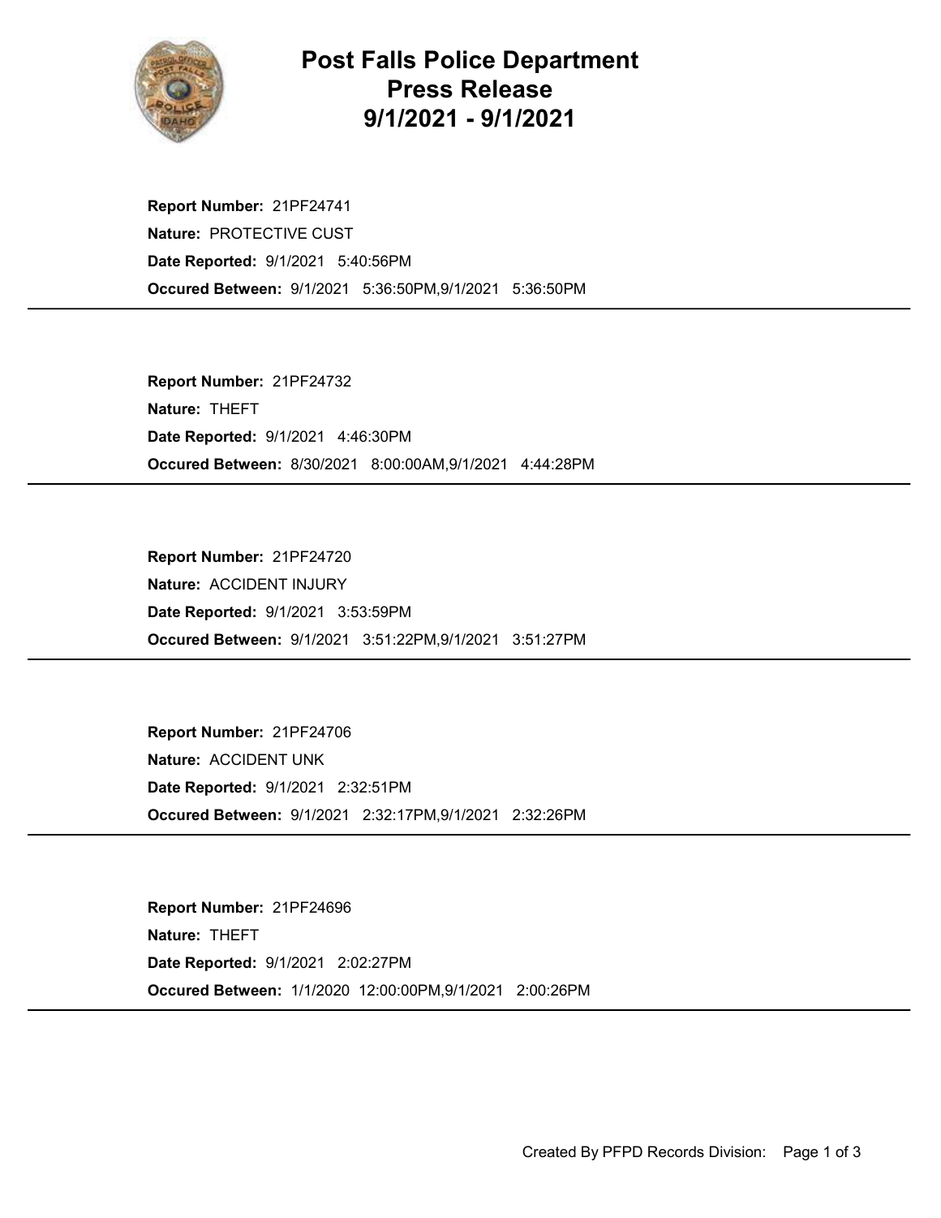# Post Falls Police Department Press Release 9/1/2021 - 9/1/2021

**Report Number:** 21PF24741
**Nature:** PROTECTIVE CUST
**Date Reported:** 9/1/2021 5:40:56PM
**Occured Between:** 9/1/2021 5:36:50PM,9/1/2021 5:36:50PM

---

**Report Number:** 21PF24732
**Nature:** THEFT
**Date Reported:** 9/1/2021 4:46:30PM
**Occured Between:** 8/30/2021 8:00:00AM,9/1/2021 4:44:28PM

---

**Report Number:** 21PF24720
**Nature:** ACCIDENT INJURY
**Date Reported:** 9/1/2021 3:53:59PM
**Occured Between:** 9/1/2021 3:51:22PM,9/1/2021 3:51:27PM

---

**Report Number:** 21PF24706
**Nature:** ACCIDENT UNK
**Date Reported:** 9/1/2021 2:32:51PM
**Occured Between:** 9/1/2021 2:32:17PM,9/1/2021 2:32:26PM

---

**Report Number:** 21PF24696
**Nature:** THEFT
**Date Reported:** 9/1/2021 2:02:27PM
**Occured Between:** 1/1/2020 12:00:00PM,9/1/2021 2:00:26PM

---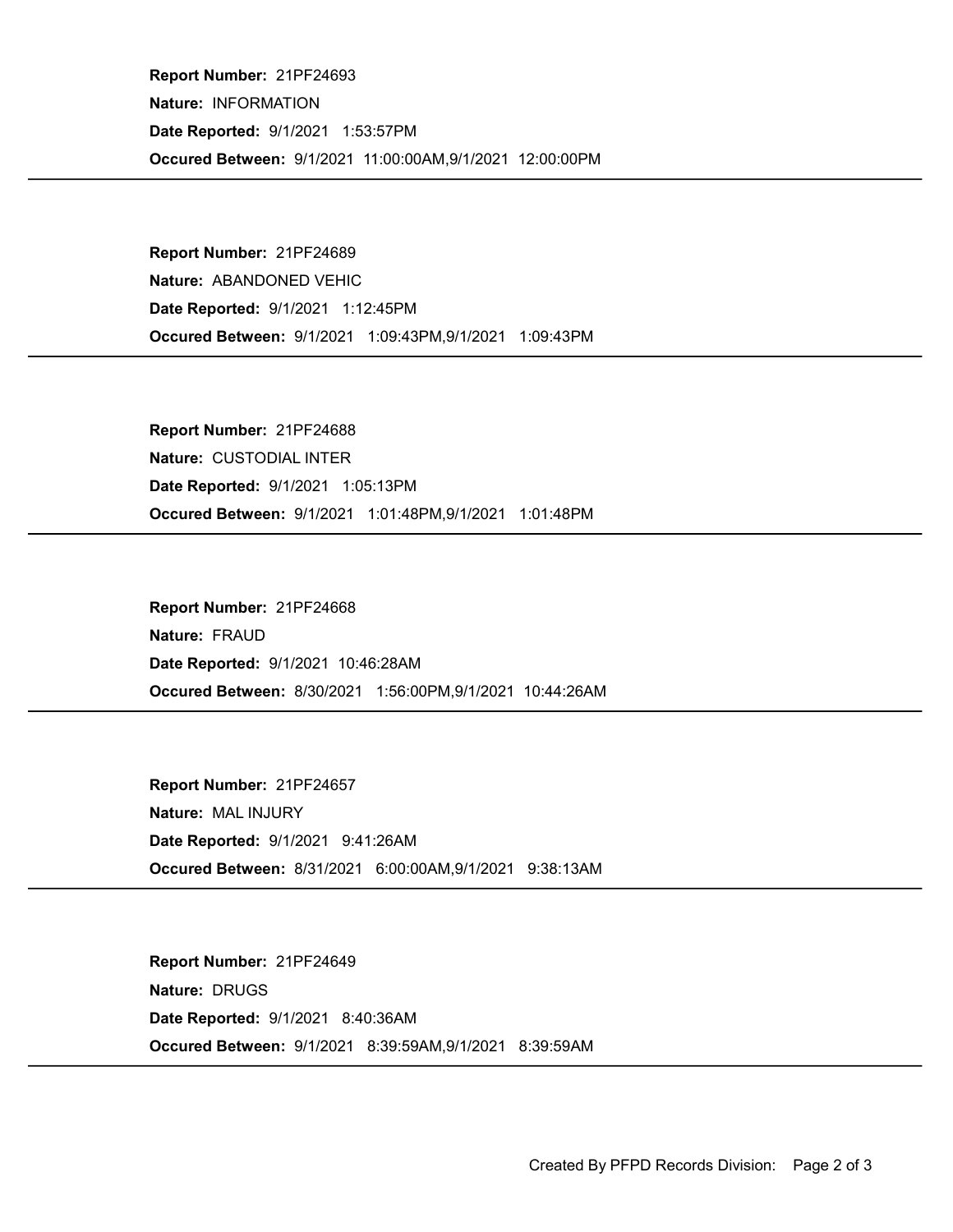**Report Number:** 21PF24693
**Nature:** INFORMATION
**Date Reported:** 9/1/2021 1:53:57PM
**Occured Between:** 9/1/2021 11:00:00AM,9/1/2021 12:00:00PM

---

**Report Number:** 21PF24689
**Nature:** ABANDONED VEHIC
**Date Reported:** 9/1/2021 1:12:45PM
**Occured Between:** 9/1/2021 1:09:43PM,9/1/2021 1:09:43PM

---

**Report Number:** 21PF24688
**Nature:** CUSTODIAL INTER
**Date Reported:** 9/1/2021 1:05:13PM
**Occured Between:** 9/1/2021 1:01:48PM,9/1/2021 1:01:48PM

---

**Report Number:** 21PF24668
**Nature:** FRAUD
**Date Reported:** 9/1/2021 10:46:28AM
**Occured Between:** 8/30/2021 1:56:00PM,9/1/2021 10:44:26AM

---

**Report Number:** 21PF24657
**Nature:** MAL INJURY
**Date Reported:** 9/1/2021 9:41:26AM
**Occured Between:** 8/31/2021 6:00:00AM,9/1/2021 9:38:13AM

---

**Report Number:** 21PF24649
**Nature:** DRUGS
**Date Reported:** 9/1/2021 8:40:36AM
**Occured Between:** 9/1/2021 8:39:59AM,9/1/2021 8:39:59AM

---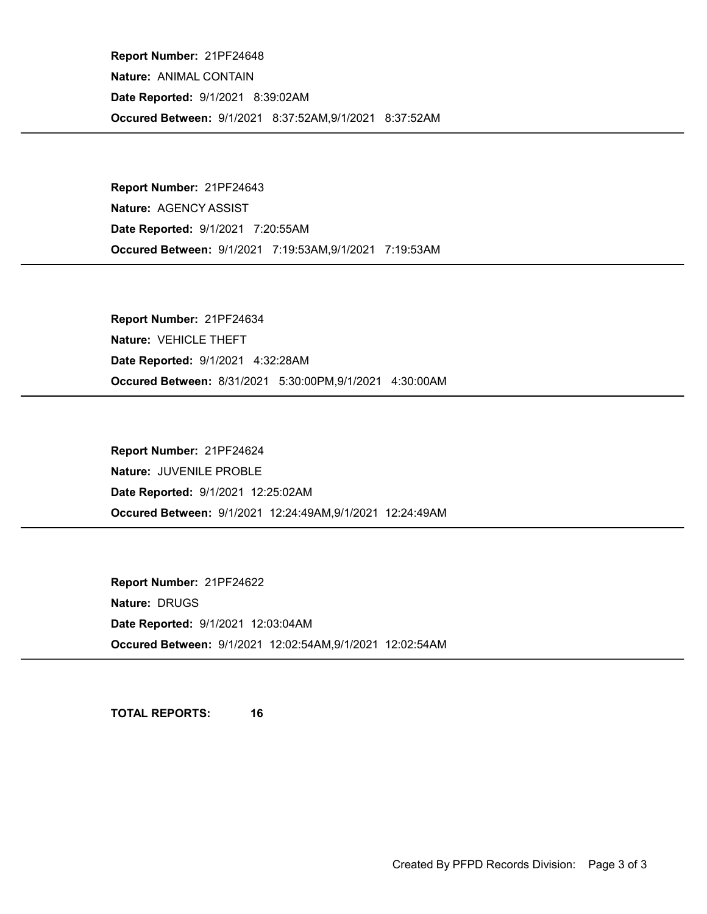**Report Number:** 21PF24648
**Nature:** ANIMAL CONTAIN
**Date Reported:** 9/1/2021 8:39:02AM
**Occured Between:** 9/1/2021 8:37:52AM,9/1/2021 8:37:52AM

---

**Report Number:** 21PF24643
**Nature:** AGENCY ASSIST
**Date Reported:** 9/1/2021 7:20:55AM
**Occured Between:** 9/1/2021 7:19:53AM,9/1/2021 7:19:53AM

---

**Report Number:** 21PF24634
**Nature:** VEHICLE THEFT
**Date Reported:** 9/1/2021 4:32:28AM
**Occured Between:** 8/31/2021 5:30:00PM,9/1/2021 4:30:00AM

---

**Report Number:** 21PF24624
**Nature:** JUVENILE PROBLE
**Date Reported:** 9/1/2021 12:25:02AM
**Occured Between:** 9/1/2021 12:24:49AM,9/1/2021 12:24:49AM

---

**Report Number:** 21PF24622
**Nature:** DRUGS
**Date Reported:** 9/1/2021 12:03:04AM
**Occured Between:** 9/1/2021 12:02:54AM,9/1/2021 12:02:54AM

---

**TOTAL REPORTS: 16**

Created By PFPD Records Division: